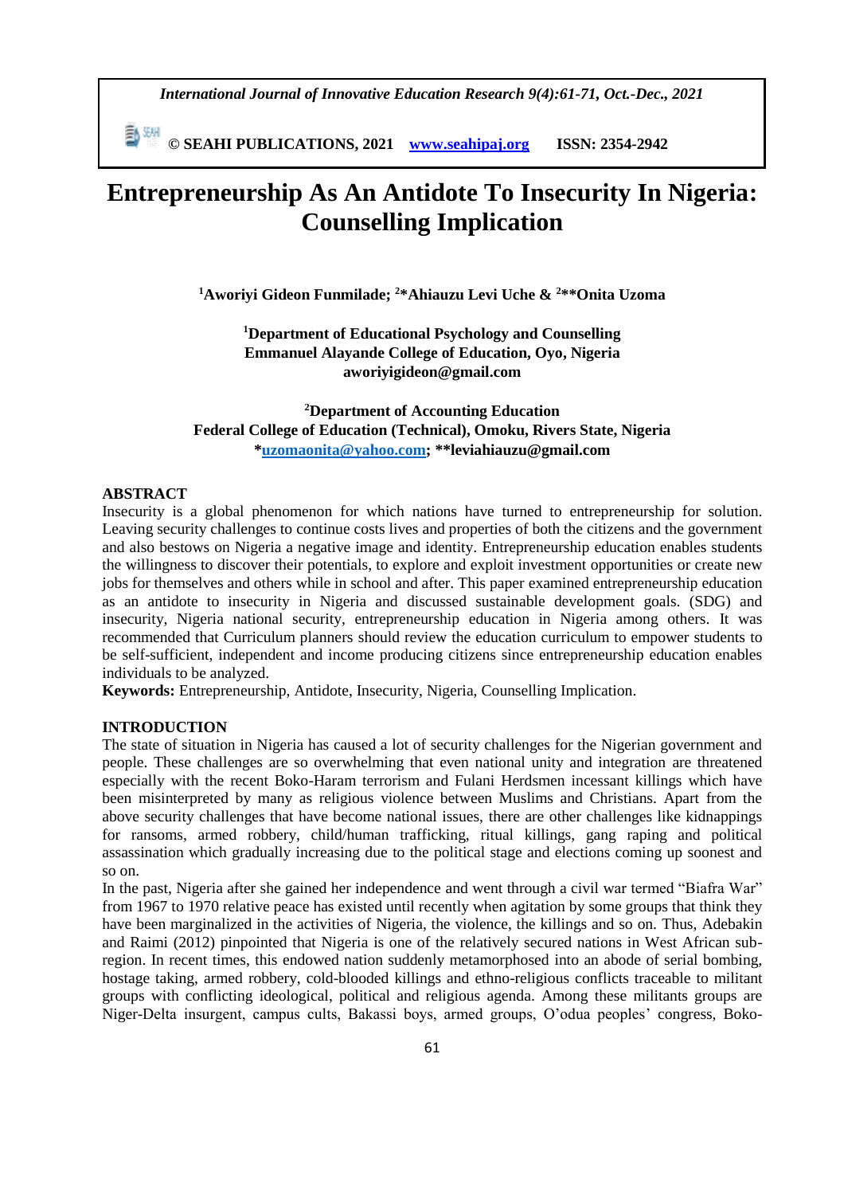# Entrepreneurship As An Antidote To Insecurity In Nigeria: Counselling Implication

**[1]Aworiyi Gideon Funmilade; [2]*Ahiauzu Levi Uche & [2]**Onita Uzoma**

**[1]Department of Educational Psychology and Counselling**
**Emmanuel Alayande College of Education, Oyo, Nigeria**
**aworiyigideon@gmail.com**

**[2]Department of Accounting Education**
**Federal College of Education (Technical), Omoku, Rivers State, Nigeria**
***uzomaonita@yahoo.com; **leviahiauzu@gmail.com**

## ABSTRACT

Insecurity is a global phenomenon for which nations have turned to entrepreneurship for solution. Leaving security challenges to continue costs lives and properties of both the citizens and the government and also bestows on Nigeria a negative image and identity. Entrepreneurship education enables students the willingness to discover their potentials, to explore and exploit investment opportunities or create new jobs for themselves and others while in school and after. This paper examined entrepreneurship education as an antidote to insecurity in Nigeria and discussed sustainable development goals. (SDG) and insecurity, Nigeria national security, entrepreneurship education in Nigeria among others. It was recommended that Curriculum planners should review the education curriculum to empower students to be self-sufficient, independent and income producing citizens since entrepreneurship education enables individuals to be analyzed.

**Keywords:** Entrepreneurship, Antidote, Insecurity, Nigeria, Counselling Implication.

## INTRODUCTION

The state of situation in Nigeria has caused a lot of security challenges for the Nigerian government and people. These challenges are so overwhelming that even national unity and integration are threatened especially with the recent Boko-Haram terrorism and Fulani Herdsmen incessant killings which have been misinterpreted by many as religious violence between Muslims and Christians. Apart from the above security challenges that have become national issues, there are other challenges like kidnappings for ransoms, armed robbery, child/human trafficking, ritual killings, gang raping and political assassination which gradually increasing due to the political stage and elections coming up soonest and so on.

In the past, Nigeria after she gained her independence and went through a civil war termed "Biafra War" from 1967 to 1970 relative peace has existed until recently when agitation by some groups that think they have been marginalized in the activities of Nigeria, the violence, the killings and so on. Thus, Adebakin and Raimi (2012) pinpointed that Nigeria is one of the relatively secured nations in West African sub-region. In recent times, this endowed nation suddenly metamorphosed into an abode of serial bombing, hostage taking, armed robbery, cold-blooded killings and ethno-religious conflicts traceable to militant groups with conflicting ideological, political and religious agenda. Among these militants groups are Niger-Delta insurgent, campus cults, Bakassi boys, armed groups, O'odua peoples' congress, Boko-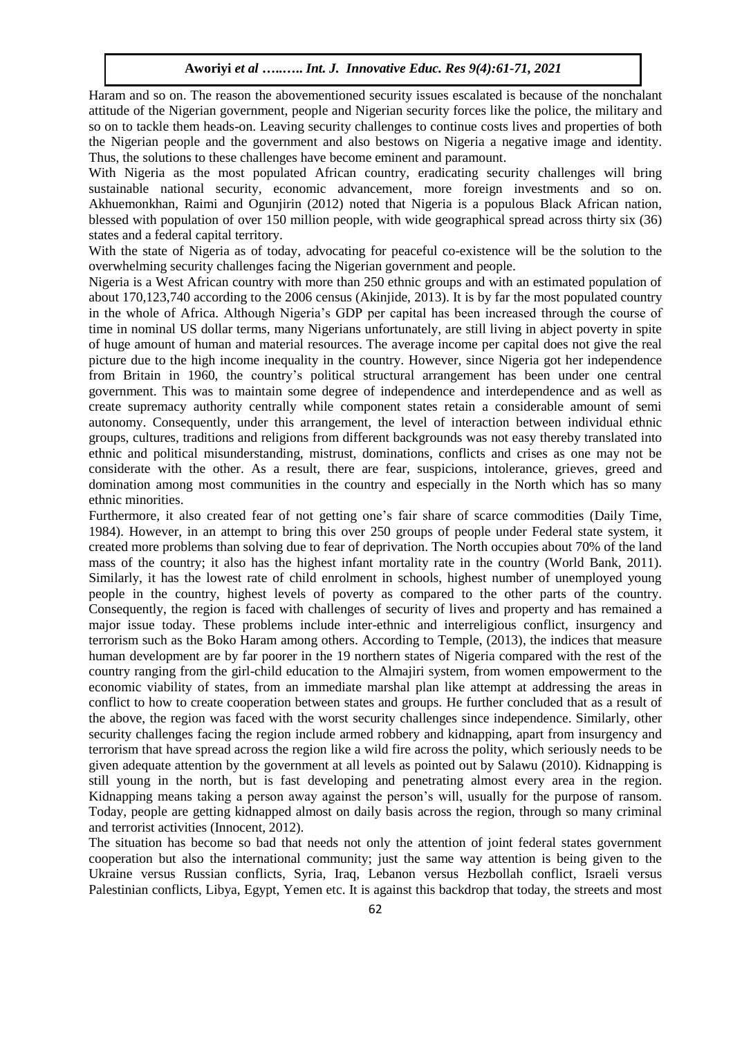Haram and so on. The reason the abovementioned security issues escalated is because of the nonchalant attitude of the Nigerian government, people and Nigerian security forces like the police, the military and so on to tackle them heads-on. Leaving security challenges to continue costs lives and properties of both the Nigerian people and the government and also bestows on Nigeria a negative image and identity. Thus, the solutions to these challenges have become eminent and paramount.

With Nigeria as the most populated African country, eradicating security challenges will bring sustainable national security, economic advancement, more foreign investments and so on. Akhuemonkhan, Raimi and Ogunjirin (2012) noted that Nigeria is a populous Black African nation, blessed with population of over 150 million people, with wide geographical spread across thirty six (36) states and a federal capital territory.

With the state of Nigeria as of today, advocating for peaceful co-existence will be the solution to the overwhelming security challenges facing the Nigerian government and people.

Nigeria is a West African country with more than 250 ethnic groups and with an estimated population of about 170,123,740 according to the 2006 census (Akinjide, 2013). It is by far the most populated country in the whole of Africa. Although Nigeria's GDP per capital has been increased through the course of time in nominal US dollar terms, many Nigerians unfortunately, are still living in abject poverty in spite of huge amount of human and material resources. The average income per capital does not give the real picture due to the high income inequality in the country. However, since Nigeria got her independence from Britain in 1960, the country's political structural arrangement has been under one central government. This was to maintain some degree of independence and interdependence and as well as create supremacy authority centrally while component states retain a considerable amount of semi autonomy. Consequently, under this arrangement, the level of interaction between individual ethnic groups, cultures, traditions and religions from different backgrounds was not easy thereby translated into ethnic and political misunderstanding, mistrust, dominations, conflicts and crises as one may not be considerate with the other. As a result, there are fear, suspicions, intolerance, grieves, greed and domination among most communities in the country and especially in the North which has so many ethnic minorities.

Furthermore, it also created fear of not getting one's fair share of scarce commodities (Daily Time, 1984). However, in an attempt to bring this over 250 groups of people under Federal state system, it created more problems than solving due to fear of deprivation. The North occupies about 70% of the land mass of the country; it also has the highest infant mortality rate in the country (World Bank, 2011). Similarly, it has the lowest rate of child enrolment in schools, highest number of unemployed young people in the country, highest levels of poverty as compared to the other parts of the country. Consequently, the region is faced with challenges of security of lives and property and has remained a major issue today. These problems include inter-ethnic and interreligious conflict, insurgency and terrorism such as the Boko Haram among others. According to Temple, (2013), the indices that measure human development are by far poorer in the 19 northern states of Nigeria compared with the rest of the country ranging from the girl-child education to the Almajiri system, from women empowerment to the economic viability of states, from an immediate marshal plan like attempt at addressing the areas in conflict to how to create cooperation between states and groups. He further concluded that as a result of the above, the region was faced with the worst security challenges since independence. Similarly, other security challenges facing the region include armed robbery and kidnapping, apart from insurgency and terrorism that have spread across the region like a wild fire across the polity, which seriously needs to be given adequate attention by the government at all levels as pointed out by Salawu (2010). Kidnapping is still young in the north, but is fast developing and penetrating almost every area in the region. Kidnapping means taking a person away against the person's will, usually for the purpose of ransom. Today, people are getting kidnapped almost on daily basis across the region, through so many criminal and terrorist activities (Innocent, 2012).

The situation has become so bad that needs not only the attention of joint federal states government cooperation but also the international community; just the same way attention is being given to the Ukraine versus Russian conflicts, Syria, Iraq, Lebanon versus Hezbollah conflict, Israeli versus Palestinian conflicts, Libya, Egypt, Yemen etc. It is against this backdrop that today, the streets and most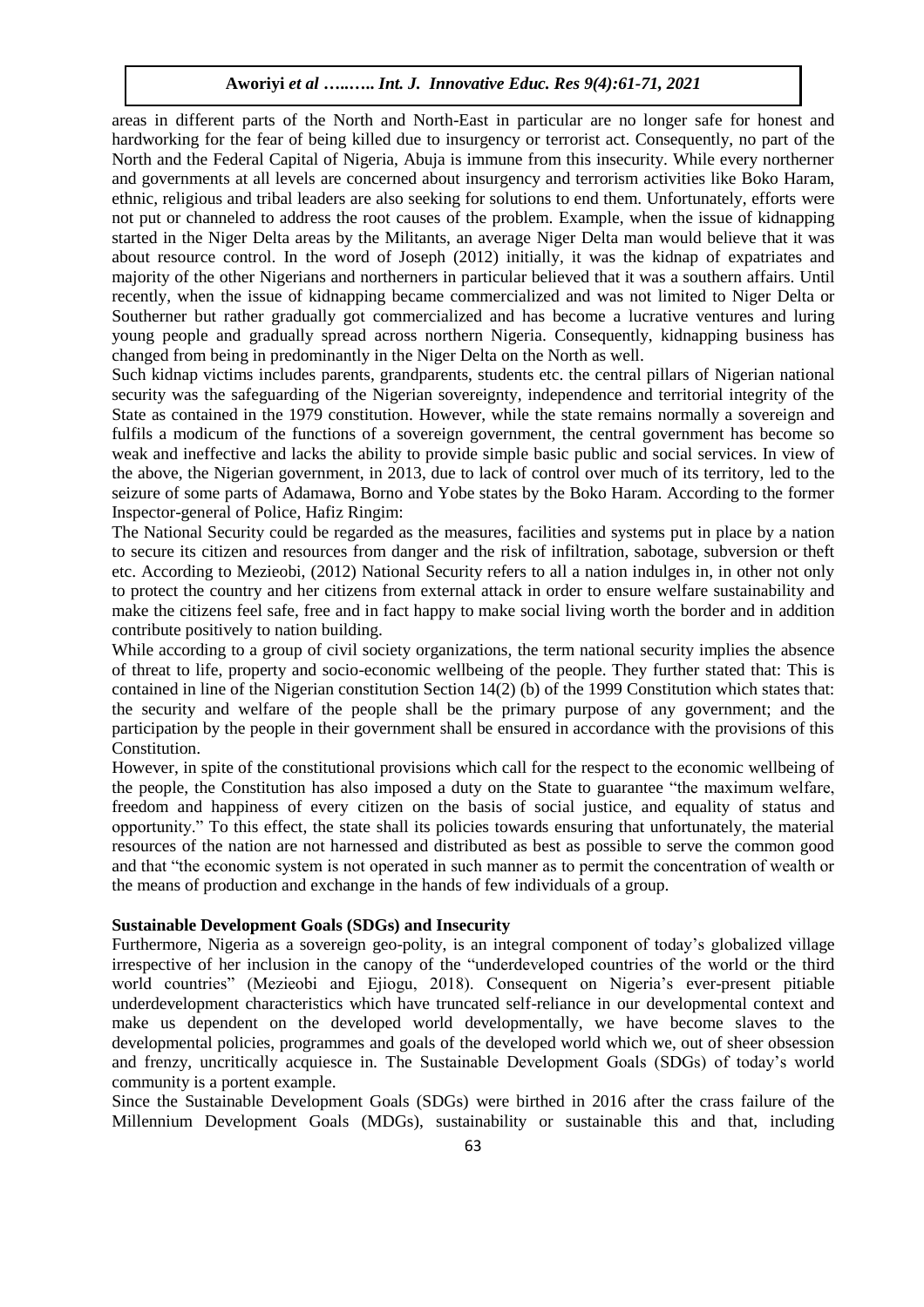areas in different parts of the North and North-East in particular are no longer safe for honest and hardworking for the fear of being killed due to insurgency or terrorist act. Consequently, no part of the North and the Federal Capital of Nigeria, Abuja is immune from this insecurity. While every northerner and governments at all levels are concerned about insurgency and terrorism activities like Boko Haram, ethnic, religious and tribal leaders are also seeking for solutions to end them. Unfortunately, efforts were not put or channeled to address the root causes of the problem. Example, when the issue of kidnapping started in the Niger Delta areas by the Militants, an average Niger Delta man would believe that it was about resource control. In the word of Joseph (2012) initially, it was the kidnap of expatriates and majority of the other Nigerians and northerners in particular believed that it was a southern affairs. Until recently, when the issue of kidnapping became commercialized and was not limited to Niger Delta or Southerner but rather gradually got commercialized and has become a lucrative ventures and luring young people and gradually spread across northern Nigeria. Consequently, kidnapping business has changed from being in predominantly in the Niger Delta on the North as well.

Such kidnap victims includes parents, grandparents, students etc. the central pillars of Nigerian national security was the safeguarding of the Nigerian sovereignty, independence and territorial integrity of the State as contained in the 1979 constitution. However, while the state remains normally a sovereign and fulfils a modicum of the functions of a sovereign government, the central government has become so weak and ineffective and lacks the ability to provide simple basic public and social services. In view of the above, the Nigerian government, in 2013, due to lack of control over much of its territory, led to the seizure of some parts of Adamawa, Borno and Yobe states by the Boko Haram. According to the former Inspector-general of Police, Hafiz Ringim:

The National Security could be regarded as the measures, facilities and systems put in place by a nation to secure its citizen and resources from danger and the risk of infiltration, sabotage, subversion or theft etc. According to Mezieobi, (2012) National Security refers to all a nation indulges in, in other not only to protect the country and her citizens from external attack in order to ensure welfare sustainability and make the citizens feel safe, free and in fact happy to make social living worth the border and in addition contribute positively to nation building.

While according to a group of civil society organizations, the term national security implies the absence of threat to life, property and socio-economic wellbeing of the people. They further stated that: This is contained in line of the Nigerian constitution Section 14(2) (b) of the 1999 Constitution which states that: the security and welfare of the people shall be the primary purpose of any government; and the participation by the people in their government shall be ensured in accordance with the provisions of this Constitution.

However, in spite of the constitutional provisions which call for the respect to the economic wellbeing of the people, the Constitution has also imposed a duty on the State to guarantee "the maximum welfare, freedom and happiness of every citizen on the basis of social justice, and equality of status and opportunity." To this effect, the state shall its policies towards ensuring that unfortunately, the material resources of the nation are not harnessed and distributed as best as possible to serve the common good and that "the economic system is not operated in such manner as to permit the concentration of wealth or the means of production and exchange in the hands of few individuals of a group.

**Sustainable Development Goals (SDGs) and Insecurity**

Furthermore, Nigeria as a sovereign geo-polity, is an integral component of today's globalized village irrespective of her inclusion in the canopy of the "underdeveloped countries of the world or the third world countries" (Mezieobi and Ejiogu, 2018). Consequent on Nigeria's ever-present pitiable underdevelopment characteristics which have truncated self-reliance in our developmental context and make us dependent on the developed world developmentally, we have become slaves to the developmental policies, programmes and goals of the developed world which we, out of sheer obsession and frenzy, uncritically acquiesce in. The Sustainable Development Goals (SDGs) of today's world community is a portent example.

Since the Sustainable Development Goals (SDGs) were birthed in 2016 after the crass failure of the Millennium Development Goals (MDGs), sustainability or sustainable this and that, including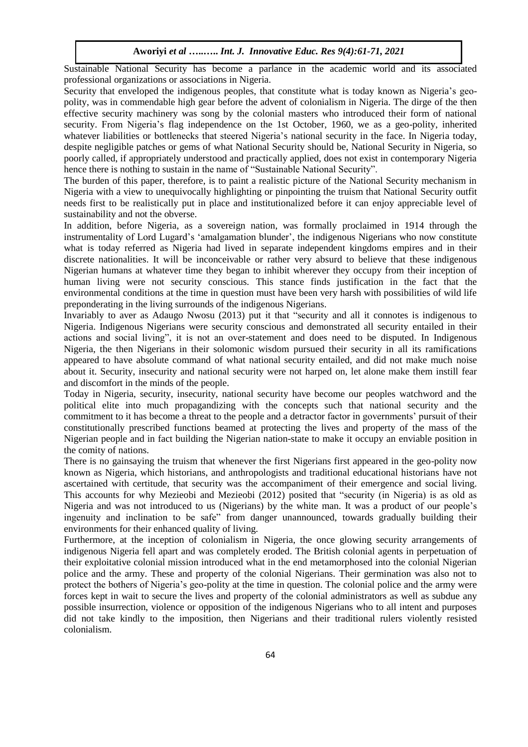Sustainable National Security has become a parlance in the academic world and its associated professional organizations or associations in Nigeria.

Security that enveloped the indigenous peoples, that constitute what is today known as Nigeria's geo-polity, was in commendable high gear before the advent of colonialism in Nigeria. The dirge of the then effective security machinery was song by the colonial masters who introduced their form of national security. From Nigeria's flag independence on the 1st October, 1960, we as a geo-polity, inherited whatever liabilities or bottlenecks that steered Nigeria's national security in the face. In Nigeria today, despite negligible patches or gems of what National Security should be, National Security in Nigeria, so poorly called, if appropriately understood and practically applied, does not exist in contemporary Nigeria hence there is nothing to sustain in the name of "Sustainable National Security".

The burden of this paper, therefore, is to paint a realistic picture of the National Security mechanism in Nigeria with a view to unequivocally highlighting or pinpointing the truism that National Security outfit needs first to be realistically put in place and institutionalized before it can enjoy appreciable level of sustainability and not the obverse.

In addition, before Nigeria, as a sovereign nation, was formally proclaimed in 1914 through the instrumentality of Lord Lugard's 'amalgamation blunder', the indigenous Nigerians who now constitute what is today referred as Nigeria had lived in separate independent kingdoms empires and in their discrete nationalities. It will be inconceivable or rather very absurd to believe that these indigenous Nigerian humans at whatever time they began to inhibit wherever they occupy from their inception of human living were not security conscious. This stance finds justification in the fact that the environmental conditions at the time in question must have been very harsh with possibilities of wild life preponderating in the living surrounds of the indigenous Nigerians.

Invariably to aver as Adaugo Nwosu (2013) put it that "security and all it connotes is indigenous to Nigeria. Indigenous Nigerians were security conscious and demonstrated all security entailed in their actions and social living", it is not an over-statement and does need to be disputed. In Indigenous Nigeria, the then Nigerians in their solomonic wisdom pursued their security in all its ramifications appeared to have absolute command of what national security entailed, and did not make much noise about it. Security, insecurity and national security were not harped on, let alone make them instill fear and discomfort in the minds of the people.

Today in Nigeria, security, insecurity, national security have become our peoples watchword and the political elite into much propagandizing with the concepts such that national security and the commitment to it has become a threat to the people and a detractor factor in governments' pursuit of their constitutionally prescribed functions beamed at protecting the lives and property of the mass of the Nigerian people and in fact building the Nigerian nation-state to make it occupy an enviable position in the comity of nations.

There is no gainsaying the truism that whenever the first Nigerians first appeared in the geo-polity now known as Nigeria, which historians, and anthropologists and traditional educational historians have not ascertained with certitude, that security was the accompaniment of their emergence and social living. This accounts for why Mezieobi and Mezieobi (2012) posited that "security (in Nigeria) is as old as Nigeria and was not introduced to us (Nigerians) by the white man. It was a product of our people's ingenuity and inclination to be safe" from danger unannounced, towards gradually building their environments for their enhanced quality of living.

Furthermore, at the inception of colonialism in Nigeria, the once glowing security arrangements of indigenous Nigeria fell apart and was completely eroded. The British colonial agents in perpetuation of their exploitative colonial mission introduced what in the end metamorphosed into the colonial Nigerian police and the army. These and property of the colonial Nigerians. Their germination was also not to protect the bothers of Nigeria's geo-polity at the time in question. The colonial police and the army were forces kept in wait to secure the lives and property of the colonial administrators as well as subdue any possible insurrection, violence or opposition of the indigenous Nigerians who to all intent and purposes did not take kindly to the imposition, then Nigerians and their traditional rulers violently resisted colonialism.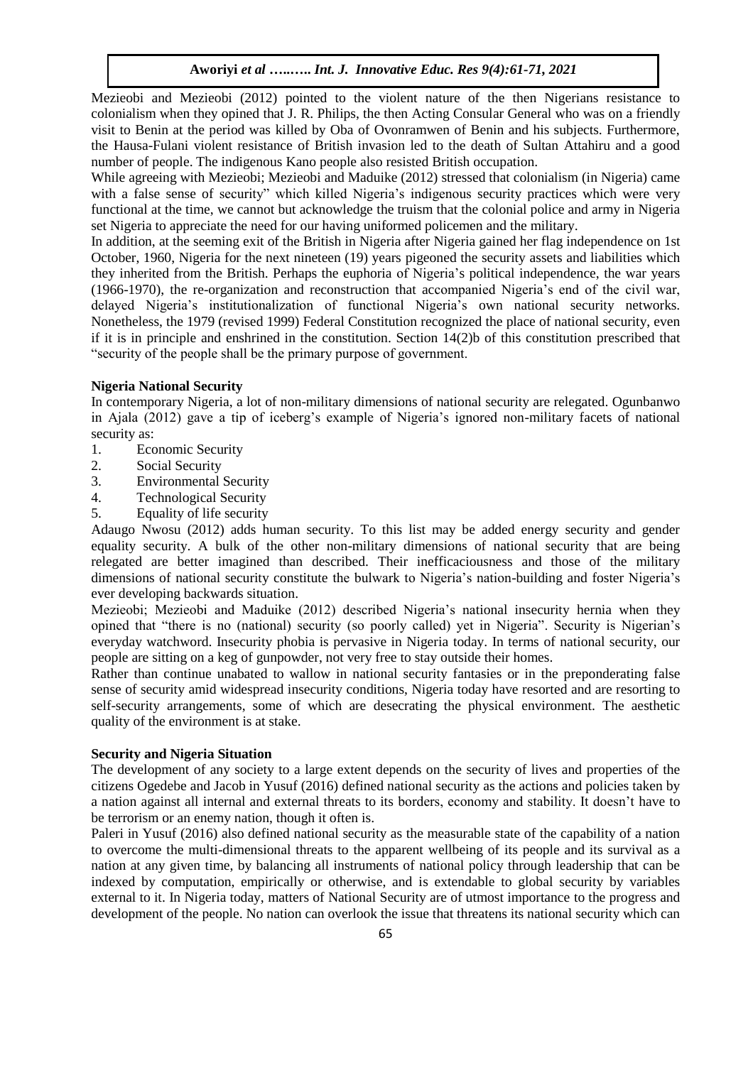Mezieobi and Mezieobi (2012) pointed to the violent nature of the then Nigerians resistance to colonialism when they opined that J. R. Philips, the then Acting Consular General who was on a friendly visit to Benin at the period was killed by Oba of Ovonramwen of Benin and his subjects. Furthermore, the Hausa-Fulani violent resistance of British invasion led to the death of Sultan Attahiru and a good number of people. The indigenous Kano people also resisted British occupation.

While agreeing with Mezieobi; Mezieobi and Maduike (2012) stressed that colonialism (in Nigeria) came with a false sense of security" which killed Nigeria's indigenous security practices which were very functional at the time, we cannot but acknowledge the truism that the colonial police and army in Nigeria set Nigeria to appreciate the need for our having uniformed policemen and the military.

In addition, at the seeming exit of the British in Nigeria after Nigeria gained her flag independence on 1st October, 1960, Nigeria for the next nineteen (19) years pigeoned the security assets and liabilities which they inherited from the British. Perhaps the euphoria of Nigeria's political independence, the war years (1966-1970), the re-organization and reconstruction that accompanied Nigeria's end of the civil war, delayed Nigeria's institutionalization of functional Nigeria's own national security networks. Nonetheless, the 1979 (revised 1999) Federal Constitution recognized the place of national security, even if it is in principle and enshrined in the constitution. Section 14(2)b of this constitution prescribed that "security of the people shall be the primary purpose of government.

**Nigeria National Security**

In contemporary Nigeria, a lot of non-military dimensions of national security are relegated. Ogunbanwo in Ajala (2012) gave a tip of iceberg's example of Nigeria's ignored non-military facets of national security as:

1. Economic Security
2. Social Security
3. Environmental Security
4. Technological Security
5. Equality of life security

Adaugo Nwosu (2012) adds human security. To this list may be added energy security and gender equality security. A bulk of the other non-military dimensions of national security that are being relegated are better imagined than described. Their inefficaciousness and those of the military dimensions of national security constitute the bulwark to Nigeria's nation-building and foster Nigeria's ever developing backwards situation.

Mezieobi; Mezieobi and Maduike (2012) described Nigeria's national insecurity hernia when they opined that "there is no (national) security (so poorly called) yet in Nigeria". Security is Nigerian's everyday watchword. Insecurity phobia is pervasive in Nigeria today. In terms of national security, our people are sitting on a keg of gunpowder, not very free to stay outside their homes.

Rather than continue unabated to wallow in national security fantasies or in the preponderating false sense of security amid widespread insecurity conditions, Nigeria today have resorted and are resorting to self-security arrangements, some of which are desecrating the physical environment. The aesthetic quality of the environment is at stake.

**Security and Nigeria Situation**

The development of any society to a large extent depends on the security of lives and properties of the citizens Ogedebe and Jacob in Yusuf (2016) defined national security as the actions and policies taken by a nation against all internal and external threats to its borders, economy and stability. It doesn't have to be terrorism or an enemy nation, though it often is.

Paleri in Yusuf (2016) also defined national security as the measurable state of the capability of a nation to overcome the multi-dimensional threats to the apparent wellbeing of its people and its survival as a nation at any given time, by balancing all instruments of national policy through leadership that can be indexed by computation, empirically or otherwise, and is extendable to global security by variables external to it. In Nigeria today, matters of National Security are of utmost importance to the progress and development of the people. No nation can overlook the issue that threatens its national security which can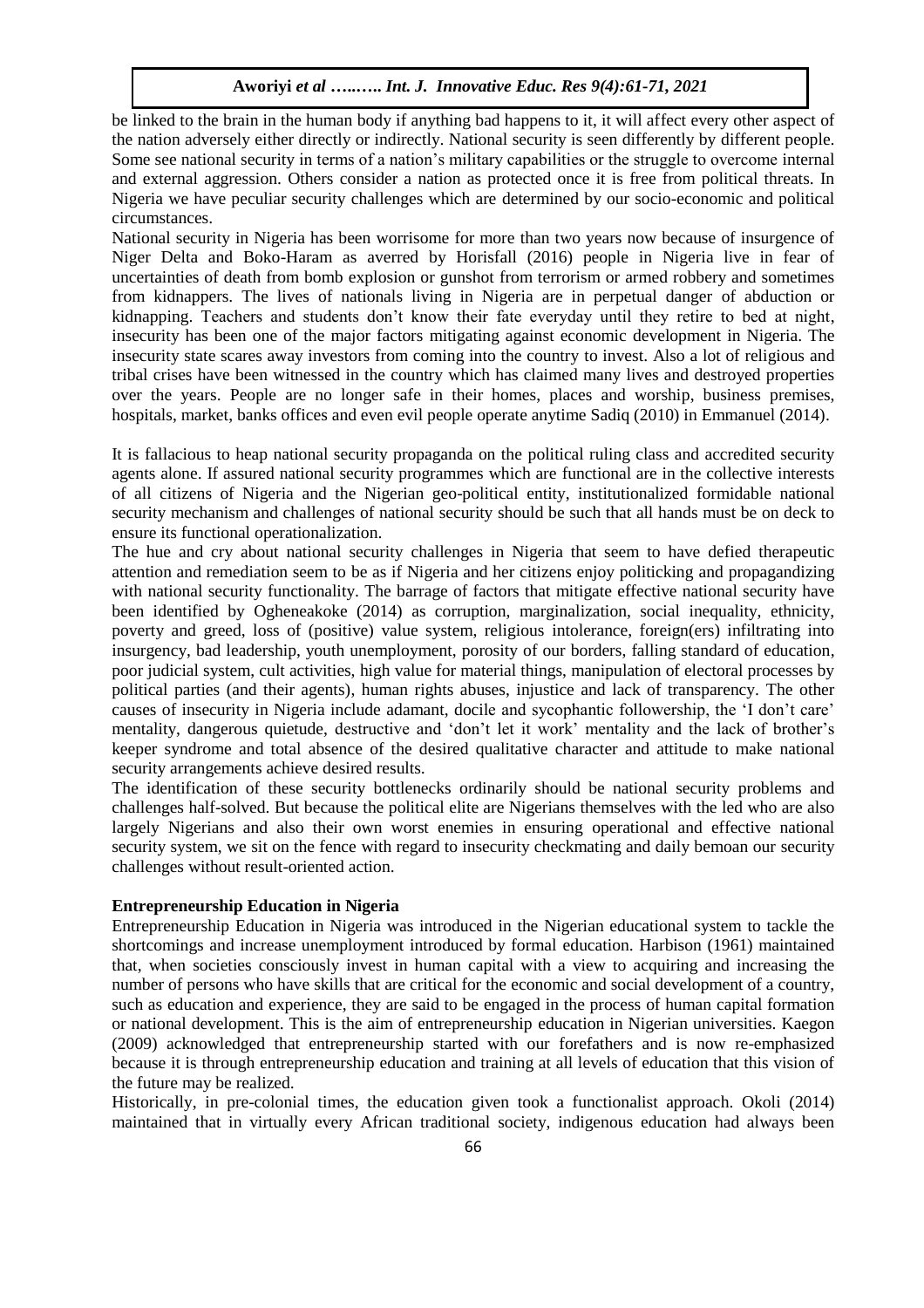be linked to the brain in the human body if anything bad happens to it, it will affect every other aspect of the nation adversely either directly or indirectly. National security is seen differently by different people. Some see national security in terms of a nation's military capabilities or the struggle to overcome internal and external aggression. Others consider a nation as protected once it is free from political threats. In Nigeria we have peculiar security challenges which are determined by our socio-economic and political circumstances.

National security in Nigeria has been worrisome for more than two years now because of insurgence of Niger Delta and Boko-Haram as averred by Horisfall (2016) people in Nigeria live in fear of uncertainties of death from bomb explosion or gunshot from terrorism or armed robbery and sometimes from kidnappers. The lives of nationals living in Nigeria are in perpetual danger of abduction or kidnapping. Teachers and students don't know their fate everyday until they retire to bed at night, insecurity has been one of the major factors mitigating against economic development in Nigeria. The insecurity state scares away investors from coming into the country to invest. Also a lot of religious and tribal crises have been witnessed in the country which has claimed many lives and destroyed properties over the years. People are no longer safe in their homes, places and worship, business premises, hospitals, market, banks offices and even evil people operate anytime Sadiq (2010) in Emmanuel (2014).

It is fallacious to heap national security propaganda on the political ruling class and accredited security agents alone. If assured national security programmes which are functional are in the collective interests of all citizens of Nigeria and the Nigerian geo-political entity, institutionalized formidable national security mechanism and challenges of national security should be such that all hands must be on deck to ensure its functional operationalization.

The hue and cry about national security challenges in Nigeria that seem to have defied therapeutic attention and remediation seem to be as if Nigeria and her citizens enjoy politicking and propagandizing with national security functionality. The barrage of factors that mitigate effective national security have been identified by Ogheneakoke (2014) as corruption, marginalization, social inequality, ethnicity, poverty and greed, loss of (positive) value system, religious intolerance, foreign(ers) infiltrating into insurgency, bad leadership, youth unemployment, porosity of our borders, falling standard of education, poor judicial system, cult activities, high value for material things, manipulation of electoral processes by political parties (and their agents), human rights abuses, injustice and lack of transparency. The other causes of insecurity in Nigeria include adamant, docile and sycophantic followership, the 'I don't care' mentality, dangerous quietude, destructive and 'don't let it work' mentality and the lack of brother's keeper syndrome and total absence of the desired qualitative character and attitude to make national security arrangements achieve desired results.

The identification of these security bottlenecks ordinarily should be national security problems and challenges half-solved. But because the political elite are Nigerians themselves with the led who are also largely Nigerians and also their own worst enemies in ensuring operational and effective national security system, we sit on the fence with regard to insecurity checkmating and daily bemoan our security challenges without result-oriented action.

## Entrepreneurship Education in Nigeria

Entrepreneurship Education in Nigeria was introduced in the Nigerian educational system to tackle the shortcomings and increase unemployment introduced by formal education. Harbison (1961) maintained that, when societies consciously invest in human capital with a view to acquiring and increasing the number of persons who have skills that are critical for the economic and social development of a country, such as education and experience, they are said to be engaged in the process of human capital formation or national development. This is the aim of entrepreneurship education in Nigerian universities. Kaegon (2009) acknowledged that entrepreneurship started with our forefathers and is now re-emphasized because it is through entrepreneurship education and training at all levels of education that this vision of the future may be realized.

Historically, in pre-colonial times, the education given took a functionalist approach. Okoli (2014) maintained that in virtually every African traditional society, indigenous education had always been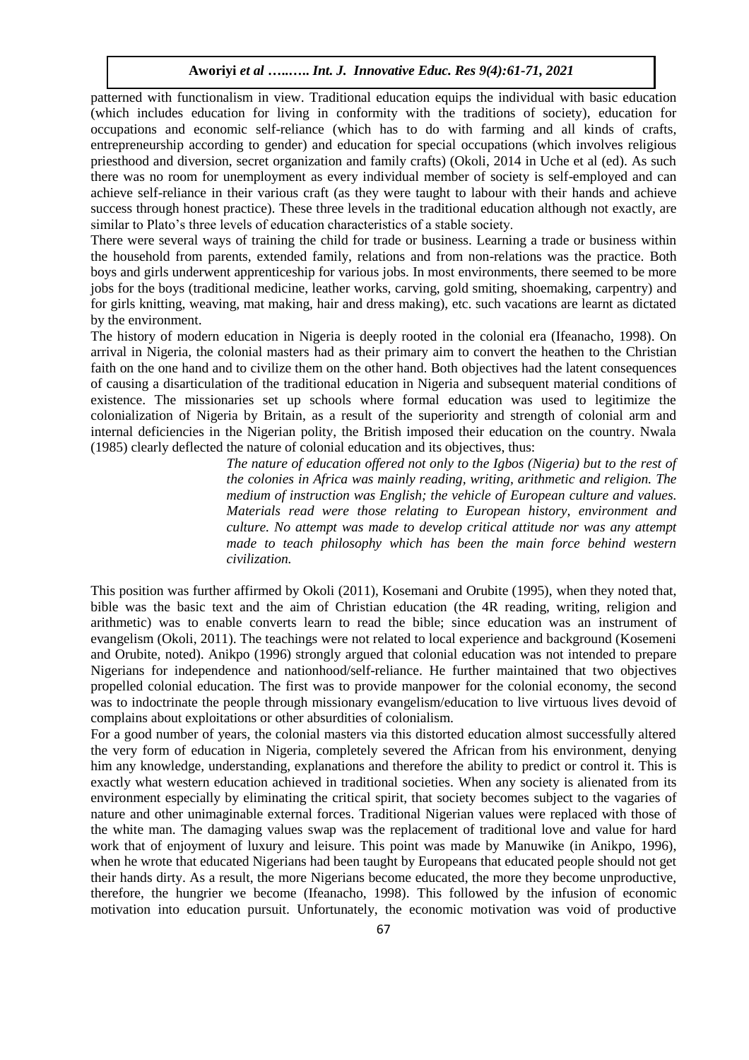patterned with functionalism in view. Traditional education equips the individual with basic education (which includes education for living in conformity with the traditions of society), education for occupations and economic self-reliance (which has to do with farming and all kinds of crafts, entrepreneurship according to gender) and education for special occupations (which involves religious priesthood and diversion, secret organization and family crafts) (Okoli, 2014 in Uche et al (ed). As such there was no room for unemployment as every individual member of society is self-employed and can achieve self-reliance in their various craft (as they were taught to labour with their hands and achieve success through honest practice). These three levels in the traditional education although not exactly, are similar to Plato's three levels of education characteristics of a stable society.

There were several ways of training the child for trade or business. Learning a trade or business within the household from parents, extended family, relations and from non-relations was the practice. Both boys and girls underwent apprenticeship for various jobs. In most environments, there seemed to be more jobs for the boys (traditional medicine, leather works, carving, gold smiting, shoemaking, carpentry) and for girls knitting, weaving, mat making, hair and dress making), etc. such vacations are learnt as dictated by the environment.

The history of modern education in Nigeria is deeply rooted in the colonial era (Ifeanacho, 1998). On arrival in Nigeria, the colonial masters had as their primary aim to convert the heathen to the Christian faith on the one hand and to civilize them on the other hand. Both objectives had the latent consequences of causing a disarticulation of the traditional education in Nigeria and subsequent material conditions of existence. The missionaries set up schools where formal education was used to legitimize the colonialization of Nigeria by Britain, as a result of the superiority and strength of colonial arm and internal deficiencies in the Nigerian polity, the British imposed their education on the country. Nwala (1985) clearly deflected the nature of colonial education and its objectives, thus:

> *The nature of education offered not only to the Igbos (Nigeria) but to the rest of the colonies in Africa was mainly reading, writing, arithmetic and religion. The medium of instruction was English; the vehicle of European culture and values. Materials read were those relating to European history, environment and culture. No attempt was made to develop critical attitude nor was any attempt made to teach philosophy which has been the main force behind western civilization.*

This position was further affirmed by Okoli (2011), Kosemani and Orubite (1995), when they noted that, bible was the basic text and the aim of Christian education (the 4R reading, writing, religion and arithmetic) was to enable converts learn to read the bible; since education was an instrument of evangelism (Okoli, 2011). The teachings were not related to local experience and background (Kosemeni and Orubite, noted). Anikpo (1996) strongly argued that colonial education was not intended to prepare Nigerians for independence and nationhood/self-reliance. He further maintained that two objectives propelled colonial education. The first was to provide manpower for the colonial economy, the second was to indoctrinate the people through missionary evangelism/education to live virtuous lives devoid of complains about exploitations or other absurdities of colonialism.

For a good number of years, the colonial masters via this distorted education almost successfully altered the very form of education in Nigeria, completely severed the African from his environment, denying him any knowledge, understanding, explanations and therefore the ability to predict or control it. This is exactly what western education achieved in traditional societies. When any society is alienated from its environment especially by eliminating the critical spirit, that society becomes subject to the vagaries of nature and other unimaginable external forces. Traditional Nigerian values were replaced with those of the white man. The damaging values swap was the replacement of traditional love and value for hard work that of enjoyment of luxury and leisure. This point was made by Manuwike (in Anikpo, 1996), when he wrote that educated Nigerians had been taught by Europeans that educated people should not get their hands dirty. As a result, the more Nigerians become educated, the more they become unproductive, therefore, the hungrier we become (Ifeanacho, 1998). This followed by the infusion of economic motivation into education pursuit. Unfortunately, the economic motivation was void of productive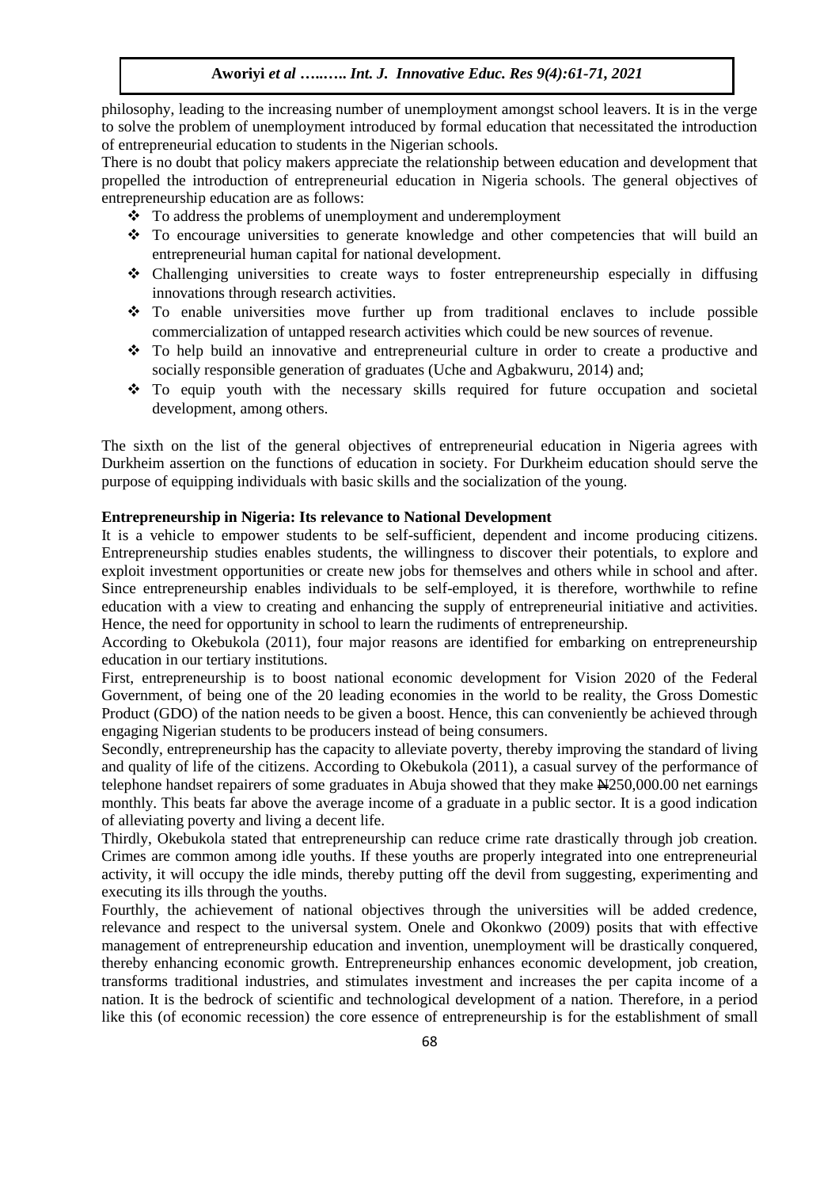philosophy, leading to the increasing number of unemployment amongst school leavers. It is in the verge to solve the problem of unemployment introduced by formal education that necessitated the introduction of entrepreneurial education to students in the Nigerian schools.

There is no doubt that policy makers appreciate the relationship between education and development that propelled the introduction of entrepreneurial education in Nigeria schools. The general objectives of entrepreneurship education are as follows:

- To address the problems of unemployment and underemployment
- To encourage universities to generate knowledge and other competencies that will build an entrepreneurial human capital for national development.
- Challenging universities to create ways to foster entrepreneurship especially in diffusing innovations through research activities.
- To enable universities move further up from traditional enclaves to include possible commercialization of untapped research activities which could be new sources of revenue.
- To help build an innovative and entrepreneurial culture in order to create a productive and socially responsible generation of graduates (Uche and Agbakwuru, 2014) and;
- To equip youth with the necessary skills required for future occupation and societal development, among others.

The sixth on the list of the general objectives of entrepreneurial education in Nigeria agrees with Durkheim assertion on the functions of education in society. For Durkheim education should serve the purpose of equipping individuals with basic skills and the socialization of the young.

**Entrepreneurship in Nigeria: Its relevance to National Development**

It is a vehicle to empower students to be self-sufficient, dependent and income producing citizens. Entrepreneurship studies enables students, the willingness to discover their potentials, to explore and exploit investment opportunities or create new jobs for themselves and others while in school and after. Since entrepreneurship enables individuals to be self-employed, it is therefore, worthwhile to refine education with a view to creating and enhancing the supply of entrepreneurial initiative and activities. Hence, the need for opportunity in school to learn the rudiments of entrepreneurship.

According to Okebukola (2011), four major reasons are identified for embarking on entrepreneurship education in our tertiary institutions.

First, entrepreneurship is to boost national economic development for Vision 2020 of the Federal Government, of being one of the 20 leading economies in the world to be reality, the Gross Domestic Product (GDO) of the nation needs to be given a boost. Hence, this can conveniently be achieved through engaging Nigerian students to be producers instead of being consumers.

Secondly, entrepreneurship has the capacity to alleviate poverty, thereby improving the standard of living and quality of life of the citizens. According to Okebukola (2011), a casual survey of the performance of telephone handset repairers of some graduates in Abuja showed that they make ₦250,000.00 net earnings monthly. This beats far above the average income of a graduate in a public sector. It is a good indication of alleviating poverty and living a decent life.

Thirdly, Okebukola stated that entrepreneurship can reduce crime rate drastically through job creation. Crimes are common among idle youths. If these youths are properly integrated into one entrepreneurial activity, it will occupy the idle minds, thereby putting off the devil from suggesting, experimenting and executing its ills through the youths.

Fourthly, the achievement of national objectives through the universities will be added credence, relevance and respect to the universal system. Onele and Okonkwo (2009) posits that with effective management of entrepreneurship education and invention, unemployment will be drastically conquered, thereby enhancing economic growth. Entrepreneurship enhances economic development, job creation, transforms traditional industries, and stimulates investment and increases the per capita income of a nation. It is the bedrock of scientific and technological development of a nation. Therefore, in a period like this (of economic recession) the core essence of entrepreneurship is for the establishment of small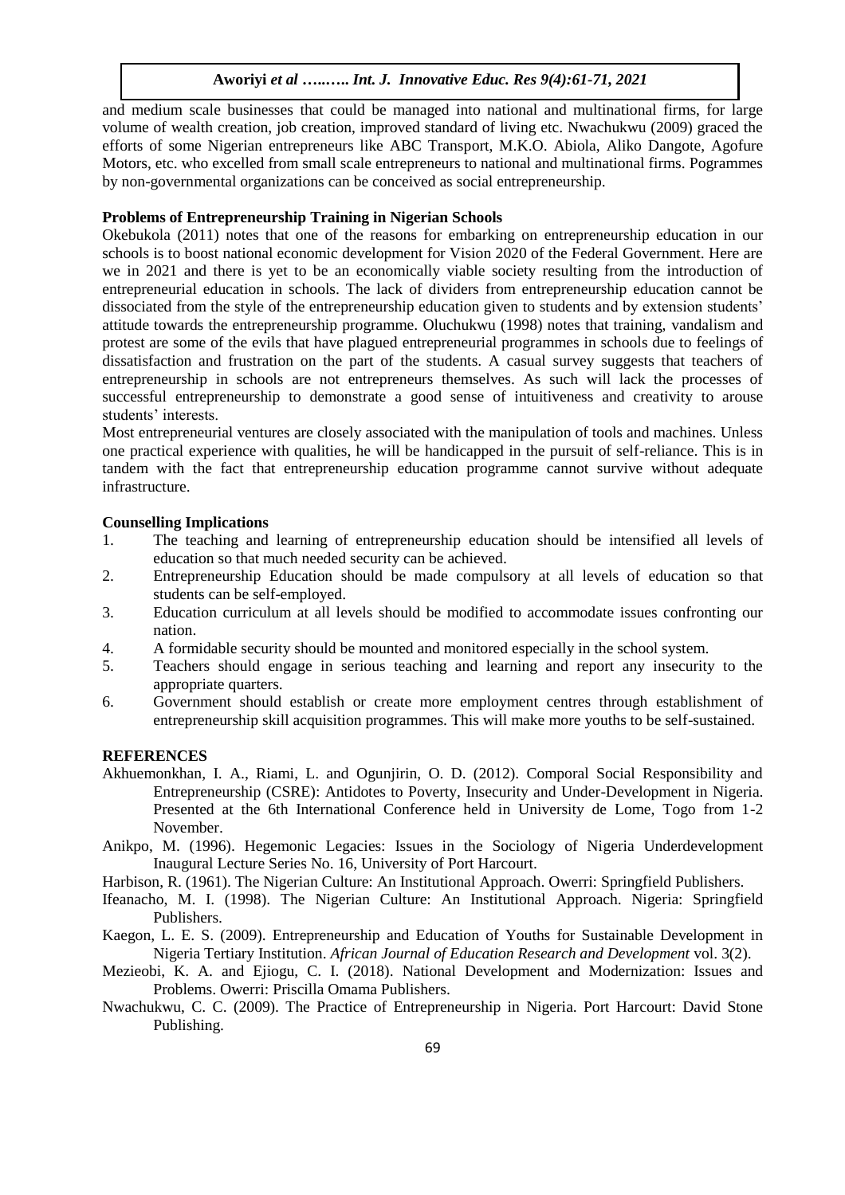and medium scale businesses that could be managed into national and multinational firms, for large volume of wealth creation, job creation, improved standard of living etc. Nwachukwu (2009) graced the efforts of some Nigerian entrepreneurs like ABC Transport, M.K.O. Abiola, Aliko Dangote, Agofure Motors, etc. who excelled from small scale entrepreneurs to national and multinational firms. Pogrammes by non-governmental organizations can be conceived as social entrepreneurship.

**Problems of Entrepreneurship Training in Nigerian Schools**

Okebukola (2011) notes that one of the reasons for embarking on entrepreneurship education in our schools is to boost national economic development for Vision 2020 of the Federal Government. Here are we in 2021 and there is yet to be an economically viable society resulting from the introduction of entrepreneurial education in schools. The lack of dividers from entrepreneurship education cannot be dissociated from the style of the entrepreneurship education given to students and by extension students' attitude towards the entrepreneurship programme. Oluchukwu (1998) notes that training, vandalism and protest are some of the evils that have plagued entrepreneurial programmes in schools due to feelings of dissatisfaction and frustration on the part of the students. A casual survey suggests that teachers of entrepreneurship in schools are not entrepreneurs themselves. As such will lack the processes of successful entrepreneurship to demonstrate a good sense of intuitiveness and creativity to arouse students' interests.

Most entrepreneurial ventures are closely associated with the manipulation of tools and machines. Unless one practical experience with qualities, he will be handicapped in the pursuit of self-reliance. This is in tandem with the fact that entrepreneurship education programme cannot survive without adequate infrastructure.

**Counselling Implications**

1. The teaching and learning of entrepreneurship education should be intensified all levels of education so that much needed security can be achieved.
2. Entrepreneurship Education should be made compulsory at all levels of education so that students can be self-employed.
3. Education curriculum at all levels should be modified to accommodate issues confronting our nation.
4. A formidable security should be mounted and monitored especially in the school system.
5. Teachers should engage in serious teaching and learning and report any insecurity to the appropriate quarters.
6. Government should establish or create more employment centres through establishment of entrepreneurship skill acquisition programmes. This will make more youths to be self-sustained.

**REFERENCES**

Akhuemonkhan, I. A., Riami, L. and Ogunjirin, O. D. (2012). Comporal Social Responsibility and Entrepreneurship (CSRE): Antidotes to Poverty, Insecurity and Under-Development in Nigeria. Presented at the 6th International Conference held in University de Lome, Togo from 1-2 November.

Anikpo, M. (1996). Hegemonic Legacies: Issues in the Sociology of Nigeria Underdevelopment Inaugural Lecture Series No. 16, University of Port Harcourt.

Harbison, R. (1961). The Nigerian Culture: An Institutional Approach. Owerri: Springfield Publishers.

Ifeanacho, M. I. (1998). The Nigerian Culture: An Institutional Approach. Nigeria: Springfield Publishers.

Kaegon, L. E. S. (2009). Entrepreneurship and Education of Youths for Sustainable Development in Nigeria Tertiary Institution. *African Journal of Education Research and Development* vol. 3(2).

Mezieobi, K. A. and Ejiogu, C. I. (2018). National Development and Modernization: Issues and Problems. Owerri: Priscilla Omama Publishers.

Nwachukwu, C. C. (2009). The Practice of Entrepreneurship in Nigeria. Port Harcourt: David Stone Publishing.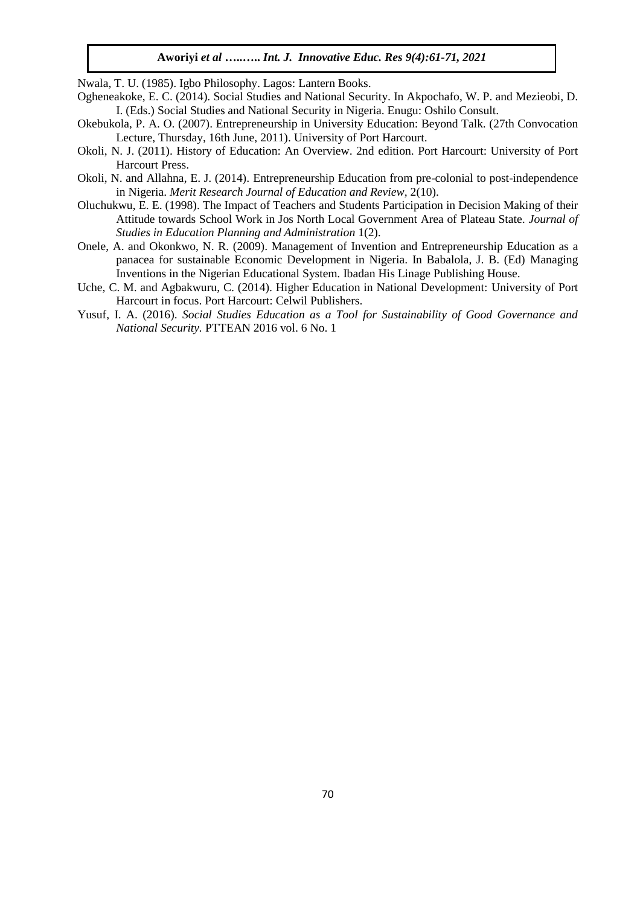Nwala, T. U. (1985). Igbo Philosophy. Lagos: Lantern Books.

Ogheneakoke, E. C. (2014). Social Studies and National Security. In Akpochafo, W. P. and Mezieobi, D. I. (Eds.) Social Studies and National Security in Nigeria. Enugu: Oshilo Consult.

Okebukola, P. A. O. (2007). Entrepreneurship in University Education: Beyond Talk. (27th Convocation Lecture, Thursday, 16th June, 2011). University of Port Harcourt.

Okoli, N. J. (2011). History of Education: An Overview. 2nd edition. Port Harcourt: University of Port Harcourt Press.

Okoli, N. and Allahna, E. J. (2014). Entrepreneurship Education from pre-colonial to post-independence in Nigeria. *Merit Research Journal of Education and Review*, 2(10).

Oluchukwu, E. E. (1998). The Impact of Teachers and Students Participation in Decision Making of their Attitude towards School Work in Jos North Local Government Area of Plateau State. *Journal of Studies in Education Planning and Administration* 1(2).

Onele, A. and Okonkwo, N. R. (2009). Management of Invention and Entrepreneurship Education as a panacea for sustainable Economic Development in Nigeria. In Babalola, J. B. (Ed) Managing Inventions in the Nigerian Educational System. Ibadan His Linage Publishing House.

Uche, C. M. and Agbakwuru, C. (2014). Higher Education in National Development: University of Port Harcourt in focus. Port Harcourt: Celwil Publishers.

Yusuf, I. A. (2016). *Social Studies Education as a Tool for Sustainability of Good Governance and National Security.* PTTEAN 2016 vol. 6 No. 1